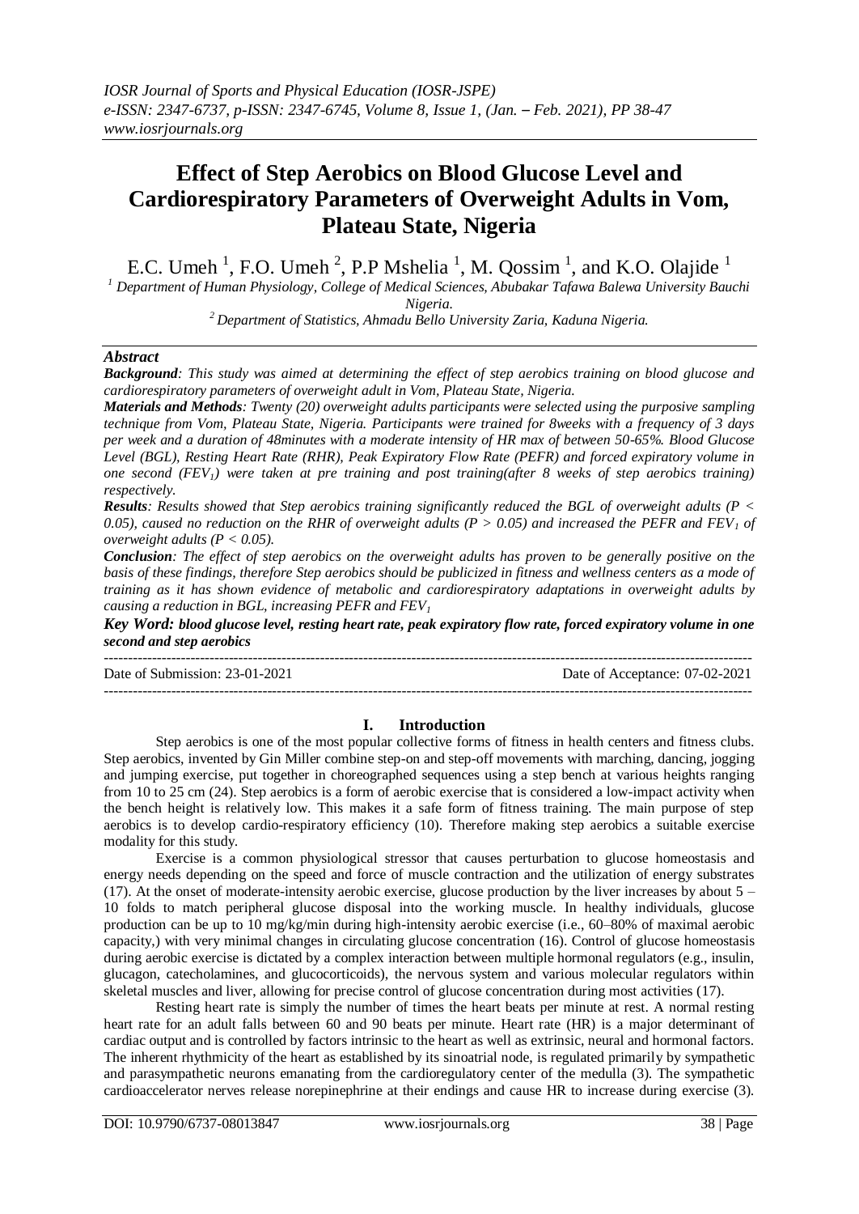# Effect of Step Aerobics on Blood Glucose Level and Cardiorespiratory Parameters of Overweight Adults in Vom, Plateau State, Nigeria

E.C. Umeh [1], F.O. Umeh [2], P.P Mshelia [1], M. Qossim [1], and K.O. Olajide [1]

[1] Department of Human Physiology, College of Medical Sciences, Abubakar Tafawa Balewa University Bauchi Nigeria.

[2] Department of Statistics, Ahmadu Bello University Zaria, Kaduna Nigeria.

## Abstract

***Background****: This study was aimed at determining the effect of step aerobics training on blood glucose and cardiorespiratory parameters of overweight adult in Vom, Plateau State, Nigeria.*

***Materials and Methods****: Twenty (20) overweight adults participants were selected using the purposive sampling technique from Vom, Plateau State, Nigeria. Participants were trained for 8weeks with a frequency of 3 days per week and a duration of 48minutes with a moderate intensity of HR max of between 50-65%. Blood Glucose Level (BGL), Resting Heart Rate (RHR), Peak Expiratory Flow Rate (PEFR) and forced expiratory volume in one second ($FEV_1$) were taken at pre training and post training(after 8 weeks of step aerobics training) respectively.*

***Results****: Results showed that Step aerobics training significantly reduced the BGL of overweight adults ($P < 0.05$), caused no reduction on the RHR of overweight adults ($P > 0.05$) and increased the PEFR and $FEV_1$ of overweight adults ($P < 0.05$).*

***Conclusion****: The effect of step aerobics on the overweight adults has proven to be generally positive on the basis of these findings, therefore Step aerobics should be publicized in fitness and wellness centers as a mode of training as it has shown evidence of metabolic and cardiorespiratory adaptations in overweight adults by causing a reduction in BGL, increasing PEFR and $FEV_1$*

***Key Word:*** ***blood glucose level, resting heart rate, peak expiratory flow rate, forced expiratory volume in one second and step aerobics***

---

Date of Submission: 23-01-2021 Date of Acceptance: 07-02-2021

---

## I. Introduction

Step aerobics is one of the most popular collective forms of fitness in health centers and fitness clubs. Step aerobics, invented by Gin Miller combine step-on and step-off movements with marching, dancing, jogging and jumping exercise, put together in choreographed sequences using a step bench at various heights ranging from 10 to 25 cm (24). Step aerobics is a form of aerobic exercise that is considered a low-impact activity when the bench height is relatively low. This makes it a safe form of fitness training. The main purpose of step aerobics is to develop cardio-respiratory efficiency (10). Therefore making step aerobics a suitable exercise modality for this study.

Exercise is a common physiological stressor that causes perturbation to glucose homeostasis and energy needs depending on the speed and force of muscle contraction and the utilization of energy substrates (17). At the onset of moderate-intensity aerobic exercise, glucose production by the liver increases by about 5 – 10 folds to match peripheral glucose disposal into the working muscle. In healthy individuals, glucose production can be up to 10 mg/kg/min during high-intensity aerobic exercise (i.e., 60–80% of maximal aerobic capacity,) with very minimal changes in circulating glucose concentration (16). Control of glucose homeostasis during aerobic exercise is dictated by a complex interaction between multiple hormonal regulators (e.g., insulin, glucagon, catecholamines, and glucocorticoids), the nervous system and various molecular regulators within skeletal muscles and liver, allowing for precise control of glucose concentration during most activities (17).

Resting heart rate is simply the number of times the heart beats per minute at rest. A normal resting heart rate for an adult falls between 60 and 90 beats per minute. Heart rate (HR) is a major determinant of cardiac output and is controlled by factors intrinsic to the heart as well as extrinsic, neural and hormonal factors. The inherent rhythmicity of the heart as established by its sinoatrial node, is regulated primarily by sympathetic and parasympathetic neurons emanating from the cardioregulatory center of the medulla (3). The sympathetic cardioaccelerator nerves release norepinephrine at their endings and cause HR to increase during exercise (3).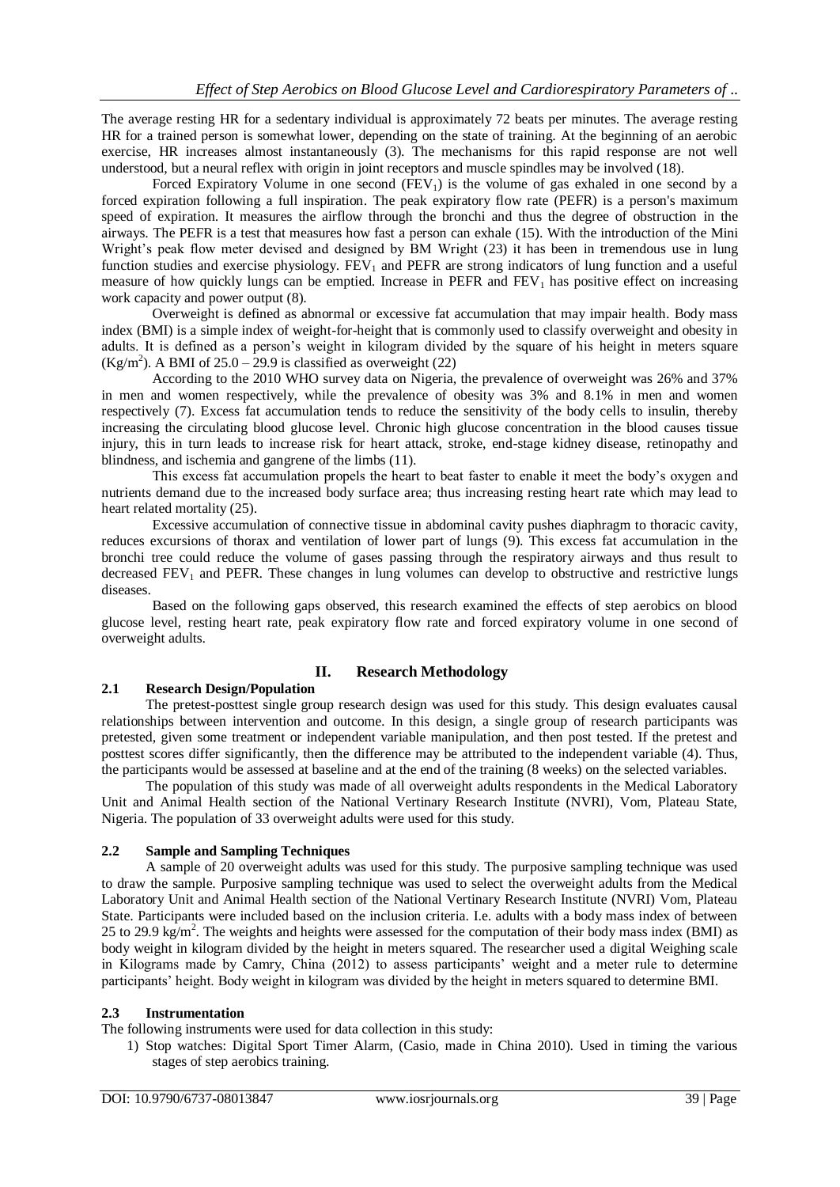The average resting HR for a sedentary individual is approximately 72 beats per minutes. The average resting HR for a trained person is somewhat lower, depending on the state of training. At the beginning of an aerobic exercise, HR increases almost instantaneously (3). The mechanisms for this rapid response are not well understood, but a neural reflex with origin in joint receptors and muscle spindles may be involved (18).

Forced Expiratory Volume in one second ($FEV_1$) is the volume of gas exhaled in one second by a forced expiration following a full inspiration. The peak expiratory flow rate (PEFR) is a person's maximum speed of expiration. It measures the airflow through the bronchi and thus the degree of obstruction in the airways. The PEFR is a test that measures how fast a person can exhale (15). With the introduction of the Mini Wright's peak flow meter devised and designed by BM Wright (23) it has been in tremendous use in lung function studies and exercise physiology. $FEV_1$ and PEFR are strong indicators of lung function and a useful measure of how quickly lungs can be emptied. Increase in PEFR and $FEV_1$ has positive effect on increasing work capacity and power output (8).

Overweight is defined as abnormal or excessive fat accumulation that may impair health. Body mass index (BMI) is a simple index of weight-for-height that is commonly used to classify overweight and obesity in adults. It is defined as a person's weight in kilogram divided by the square of his height in meters square ($Kg/m^2$). A BMI of 25.0 – 29.9 is classified as overweight (22)

According to the 2010 WHO survey data on Nigeria, the prevalence of overweight was 26% and 37% in men and women respectively, while the prevalence of obesity was 3% and 8.1% in men and women respectively (7). Excess fat accumulation tends to reduce the sensitivity of the body cells to insulin, thereby increasing the circulating blood glucose level. Chronic high glucose concentration in the blood causes tissue injury, this in turn leads to increase risk for heart attack, stroke, end-stage kidney disease, retinopathy and blindness, and ischemia and gangrene of the limbs (11).

This excess fat accumulation propels the heart to beat faster to enable it meet the body's oxygen and nutrients demand due to the increased body surface area; thus increasing resting heart rate which may lead to heart related mortality (25).

Excessive accumulation of connective tissue in abdominal cavity pushes diaphragm to thoracic cavity, reduces excursions of thorax and ventilation of lower part of lungs (9). This excess fat accumulation in the bronchi tree could reduce the volume of gases passing through the respiratory airways and thus result to decreased $FEV_1$ and PEFR. These changes in lung volumes can develop to obstructive and restrictive lungs diseases.

Based on the following gaps observed, this research examined the effects of step aerobics on blood glucose level, resting heart rate, peak expiratory flow rate and forced expiratory volume in one second of overweight adults.

## II. Research Methodology

### 2.1 Research Design/Population

The pretest-posttest single group research design was used for this study. This design evaluates causal relationships between intervention and outcome. In this design, a single group of research participants was pretested, given some treatment or independent variable manipulation, and then post tested. If the pretest and posttest scores differ significantly, then the difference may be attributed to the independent variable (4). Thus, the participants would be assessed at baseline and at the end of the training (8 weeks) on the selected variables.

The population of this study was made of all overweight adults respondents in the Medical Laboratory Unit and Animal Health section of the National Vertinary Research Institute (NVRI), Vom, Plateau State, Nigeria. The population of 33 overweight adults were used for this study.

### 2.2 Sample and Sampling Techniques

A sample of 20 overweight adults was used for this study. The purposive sampling technique was used to draw the sample. Purposive sampling technique was used to select the overweight adults from the Medical Laboratory Unit and Animal Health section of the National Vertinary Research Institute (NVRI) Vom, Plateau State. Participants were included based on the inclusion criteria. I.e. adults with a body mass index of between 25 to 29.9 $kg/m^2$. The weights and heights were assessed for the computation of their body mass index (BMI) as body weight in kilogram divided by the height in meters squared. The researcher used a digital Weighing scale in Kilograms made by Camry, China (2012) to assess participants' weight and a meter rule to determine participants' height. Body weight in kilogram was divided by the height in meters squared to determine BMI.

### 2.3 Instrumentation

The following instruments were used for data collection in this study:

1) Stop watches: Digital Sport Timer Alarm, (Casio, made in China 2010). Used in timing the various stages of step aerobics training.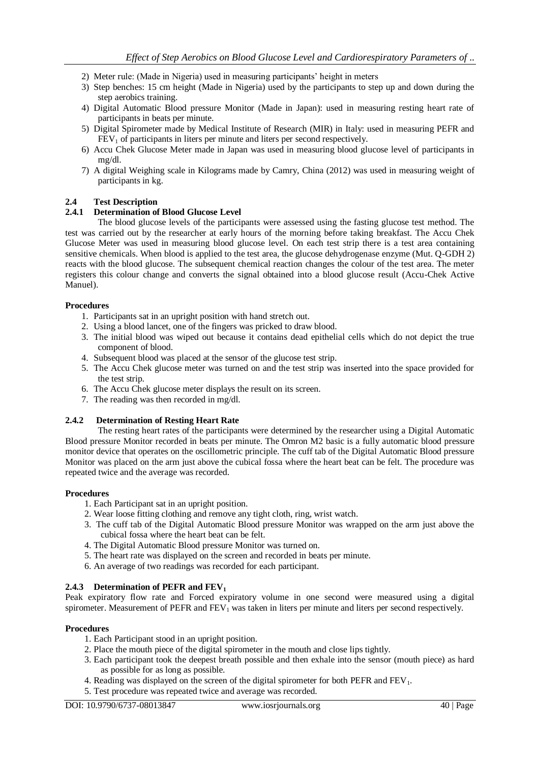2) Meter rule: (Made in Nigeria) used in measuring participants' height in meters
3) Step benches: 15 cm height (Made in Nigeria) used by the participants to step up and down during the step aerobics training.
4) Digital Automatic Blood pressure Monitor (Made in Japan): used in measuring resting heart rate of participants in beats per minute.
5) Digital Spirometer made by Medical Institute of Research (MIR) in Italy: used in measuring PEFR and $FEV_1$ of participants in liters per minute and liters per second respectively.
6) Accu Chek Glucose Meter made in Japan was used in measuring blood glucose level of participants in mg/dl.
7) A digital Weighing scale in Kilograms made by Camry, China (2012) was used in measuring weight of participants in kg.

### 2.4 Test Description

#### 2.4.1 Determination of Blood Glucose Level

The blood glucose levels of the participants were assessed using the fasting glucose test method. The test was carried out by the researcher at early hours of the morning before taking breakfast. The Accu Chek Glucose Meter was used in measuring blood glucose level. On each test strip there is a test area containing sensitive chemicals. When blood is applied to the test area, the glucose dehydrogenase enzyme (Mut. Q-GDH 2) reacts with the blood glucose. The subsequent chemical reaction changes the colour of the test area. The meter registers this colour change and converts the signal obtained into a blood glucose result (Accu-Chek Active Manuel).

**Procedures**

1. Participants sat in an upright position with hand stretch out.
2. Using a blood lancet, one of the fingers was pricked to draw blood.
3. The initial blood was wiped out because it contains dead epithelial cells which do not depict the true component of blood.
4. Subsequent blood was placed at the sensor of the glucose test strip.
5. The Accu Chek glucose meter was turned on and the test strip was inserted into the space provided for the test strip.
6. The Accu Chek glucose meter displays the result on its screen.
7. The reading was then recorded in mg/dl.

#### 2.4.2 Determination of Resting Heart Rate

The resting heart rates of the participants were determined by the researcher using a Digital Automatic Blood pressure Monitor recorded in beats per minute. The Omron M2 basic is a fully automatic blood pressure monitor device that operates on the oscillometric principle. The cuff tab of the Digital Automatic Blood pressure Monitor was placed on the arm just above the cubical fossa where the heart beat can be felt. The procedure was repeated twice and the average was recorded.

**Procedures**

1. Each Participant sat in an upright position.
2. Wear loose fitting clothing and remove any tight cloth, ring, wrist watch.
3. The cuff tab of the Digital Automatic Blood pressure Monitor was wrapped on the arm just above the cubical fossa where the heart beat can be felt.
4. The Digital Automatic Blood pressure Monitor was turned on.
5. The heart rate was displayed on the screen and recorded in beats per minute.
6. An average of two readings was recorded for each participant.

#### 2.4.3 Determination of PEFR and $FEV_1$

Peak expiratory flow rate and Forced expiratory volume in one second were measured using a digital spirometer. Measurement of PEFR and $FEV_1$ was taken in liters per minute and liters per second respectively.

**Procedures**

1. Each Participant stood in an upright position.
2. Place the mouth piece of the digital spirometer in the mouth and close lips tightly.
3. Each participant took the deepest breath possible and then exhale into the sensor (mouth piece) as hard as possible for as long as possible.
4. Reading was displayed on the screen of the digital spirometer for both PEFR and $FEV_1$.
5. Test procedure was repeated twice and average was recorded.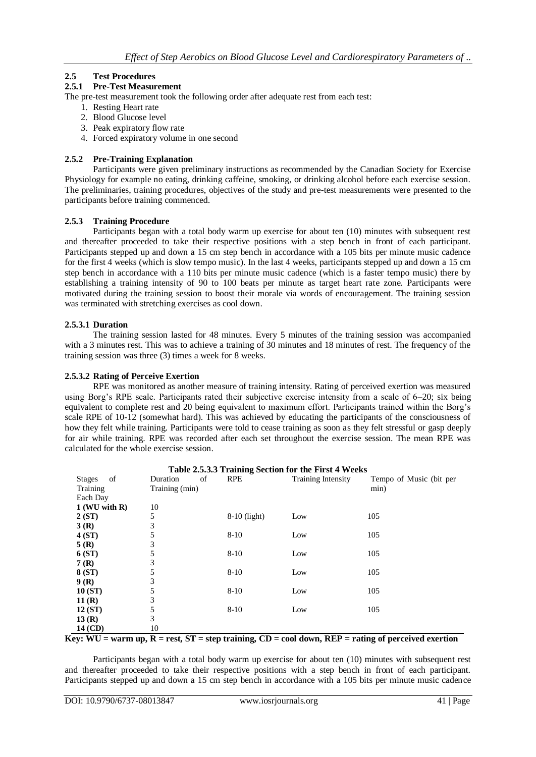## 2.5 Test Procedures

### 2.5.1 Pre-Test Measurement

The pre-test measurement took the following order after adequate rest from each test:

1. Resting Heart rate
2. Blood Glucose level
3. Peak expiratory flow rate
4. Forced expiratory volume in one second

### 2.5.2 Pre-Training Explanation

Participants were given preliminary instructions as recommended by the Canadian Society for Exercise Physiology for example no eating, drinking caffeine, smoking, or drinking alcohol before each exercise session. The preliminaries, training procedures, objectives of the study and pre-test measurements were presented to the participants before training commenced.

### 2.5.3 Training Procedure

Participants began with a total body warm up exercise for about ten (10) minutes with subsequent rest and thereafter proceeded to take their respective positions with a step bench in front of each participant. Participants stepped up and down a 15 cm step bench in accordance with a 105 bits per minute music cadence for the first 4 weeks (which is slow tempo music). In the last 4 weeks, participants stepped up and down a 15 cm step bench in accordance with a 110 bits per minute music cadence (which is a faster tempo music) there by establishing a training intensity of 90 to 100 beats per minute as target heart rate zone. Participants were motivated during the training session to boost their morale via words of encouragement. The training session was terminated with stretching exercises as cool down.

#### 2.5.3.1 Duration

The training session lasted for 48 minutes. Every 5 minutes of the training session was accompanied with a 3 minutes rest. This was to achieve a training of 30 minutes and 18 minutes of rest. The frequency of the training session was three (3) times a week for 8 weeks.

#### 2.5.3.2 Rating of Perceive Exertion

RPE was monitored as another measure of training intensity. Rating of perceived exertion was measured using Borg's RPE scale. Participants rated their subjective exercise intensity from a scale of 6–20; six being equivalent to complete rest and 20 being equivalent to maximum effort. Participants trained within the Borg's scale RPE of 10-12 (somewhat hard). This was achieved by educating the participants of the consciousness of how they felt while training. Participants were told to cease training as soon as they felt stressful or gasp deeply for air while training. RPE was recorded after each set throughout the exercise session. The mean RPE was calculated for the whole exercise session.

**Table 2.5.3.3 Training Section for the First 4 Weeks**

| Stages of Training Each Day | Duration of Training (min) | RPE | Training Intensity | Tempo of Music (bit per min) |
|---|---|---|---|---|
| **1 (WU with R)** | 10 | | | |
| **2 (ST)** | 5 | 8-10 (light) | Low | 105 |
| **3 (R)** | 3 | | | |
| **4 (ST)** | 5 | 8-10 | Low | 105 |
| **5 (R)** | 3 | | | |
| **6 (ST)** | 5 | 8-10 | Low | 105 |
| **7 (R)** | 3 | | | |
| **8 (ST)** | 5 | 8-10 | Low | 105 |
| **9 (R)** | 3 | | | |
| **10 (ST)** | 5 | 8-10 | Low | 105 |
| **11 (R)** | 3 | | | |
| **12 (ST)** | 5 | 8-10 | Low | 105 |
| **13 (R)** | 3 | | | |
| **14 (CD)** | 10 | | | |

**Key: WU = warm up, R = rest, ST = step training, CD = cool down, REP = rating of perceived exertion**

Participants began with a total body warm up exercise for about ten (10) minutes with subsequent rest and thereafter proceeded to take their respective positions with a step bench in front of each participant. Participants stepped up and down a 15 cm step bench in accordance with a 105 bits per minute music cadence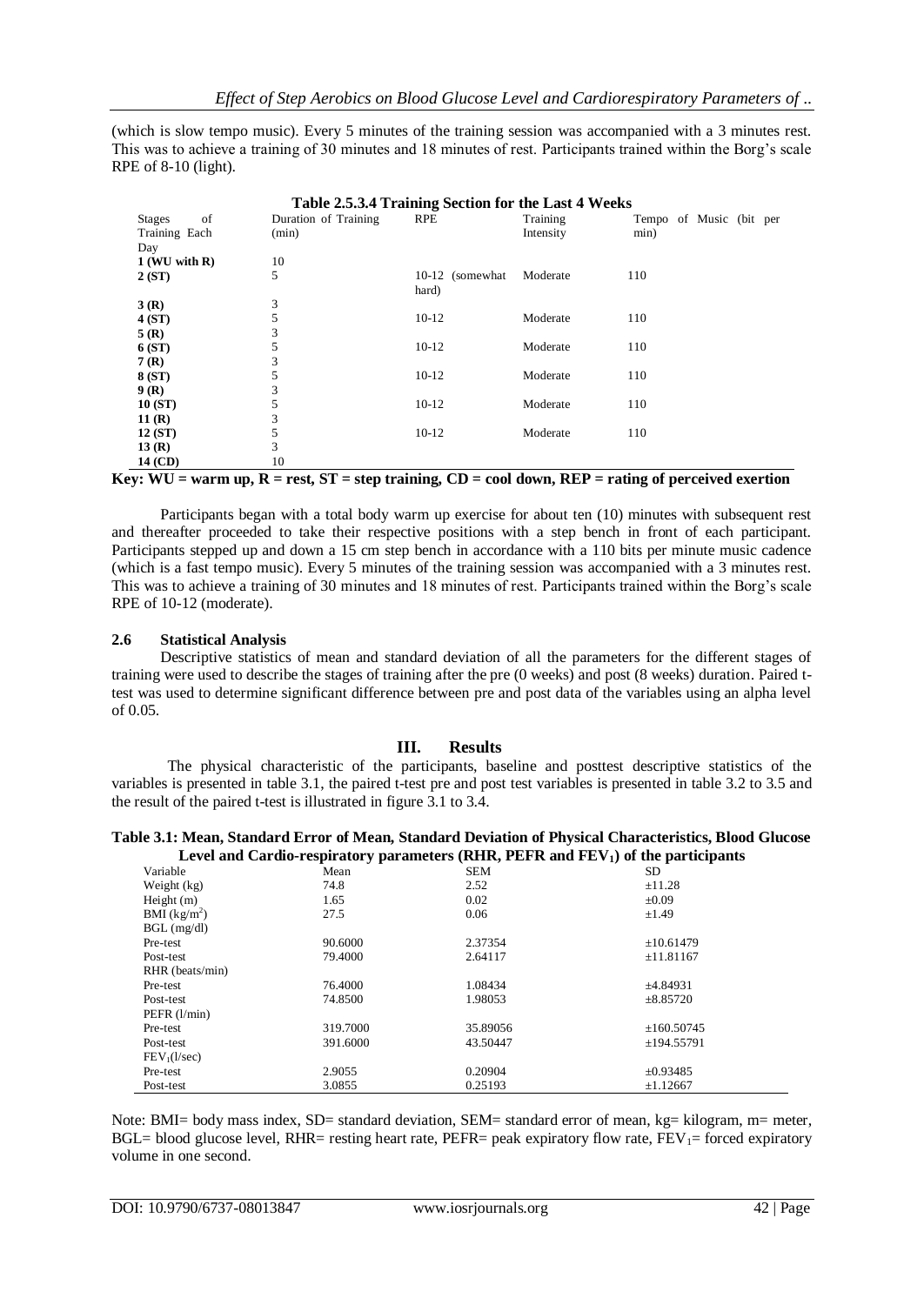(which is slow tempo music). Every 5 minutes of the training session was accompanied with a 3 minutes rest. This was to achieve a training of 30 minutes and 18 minutes of rest. Participants trained within the Borg's scale RPE of 8-10 (light).

**Table 2.5.3.4 Training Section for the Last 4 Weeks**

| Stages of Training Each Day | Duration of Training (min) | RPE | Training Intensity | Tempo of Music (bit per min) |
|---|---|---|---|---|
| **1 (WU with R)** | 10 | | | |
| **2 (ST)** | 5 | 10-12 (somewhat hard) | Moderate | 110 |
| **3 (R)** | 3 | | | |
| **4 (ST)** | 5 | 10-12 | Moderate | 110 |
| **5 (R)** | 3 | | | |
| **6 (ST)** | 5 | 10-12 | Moderate | 110 |
| **7 (R)** | 3 | | | |
| **8 (ST)** | 5 | 10-12 | Moderate | 110 |
| **9 (R)** | 3 | | | |
| **10 (ST)** | 5 | 10-12 | Moderate | 110 |
| **11 (R)** | 3 | | | |
| **12 (ST)** | 5 | 10-12 | Moderate | 110 |
| **13 (R)** | 3 | | | |
| **14 (CD)** | 10 | | | |

**Key: WU = warm up, R = rest, ST = step training, CD = cool down, REP = rating of perceived exertion**

Participants began with a total body warm up exercise for about ten (10) minutes with subsequent rest and thereafter proceeded to take their respective positions with a step bench in front of each participant. Participants stepped up and down a 15 cm step bench in accordance with a 110 bits per minute music cadence (which is a fast tempo music). Every 5 minutes of the training session was accompanied with a 3 minutes rest. This was to achieve a training of 30 minutes and 18 minutes of rest. Participants trained within the Borg's scale RPE of 10-12 (moderate).

### 2.6 Statistical Analysis

Descriptive statistics of mean and standard deviation of all the parameters for the different stages of training were used to describe the stages of training after the pre (0 weeks) and post (8 weeks) duration. Paired t-test was used to determine significant difference between pre and post data of the variables using an alpha level of 0.05.

## III. Results

The physical characteristic of the participants, baseline and posttest descriptive statistics of the variables is presented in table 3.1, the paired t-test pre and post test variables is presented in table 3.2 to 3.5 and the result of the paired t-test is illustrated in figure 3.1 to 3.4.

**Table 3.1: Mean, Standard Error of Mean, Standard Deviation of Physical Characteristics, Blood Glucose Level and Cardio-respiratory parameters (RHR, PEFR and $FEV_1$) of the participants**

| Variable | Mean | SEM | SD |
|---|---|---|---|
| Weight (kg) | 74.8 | 2.52 | ±11.28 |
| Height (m) | 1.65 | 0.02 | ±0.09 |
| BMI ($kg/m^2$) | 27.5 | 0.06 | ±1.49 |
| BGL (mg/dl) | | | |
| Pre-test | 90.6000 | 2.37354 | ±10.61479 |
| Post-test | 79.4000 | 2.64117 | ±11.81167 |
| RHR (beats/min) | | | |
| Pre-test | 76.4000 | 1.08434 | ±4.84931 |
| Post-test | 74.8500 | 1.98053 | ±8.85720 |
| PEFR (l/min) | | | |
| Pre-test | 319.7000 | 35.89056 | ±160.50745 |
| Post-test | 391.6000 | 43.50447 | ±194.55791 |
| $FEV_1$(l/sec) | | | |
| Pre-test | 2.9055 | 0.20904 | ±0.93485 |
| Post-test | 3.0855 | 0.25193 | ±1.12667 |

Note: BMI= body mass index, SD= standard deviation, SEM= standard error of mean, kg= kilogram, m= meter, BGL= blood glucose level, RHR= resting heart rate, PEFR= peak expiratory flow rate, $FEV_1$= forced expiratory volume in one second.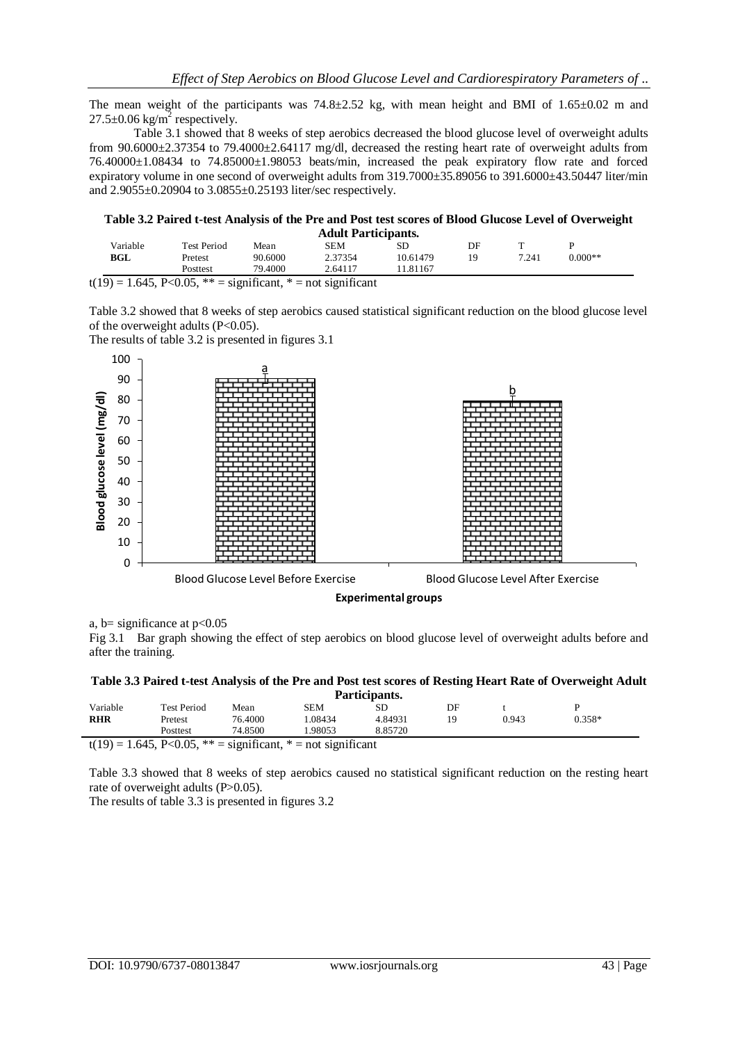The mean weight of the participants was 74.8±2.52 kg, with mean height and BMI of 1.65±0.02 m and 27.5±0.06 kg/m$^2$ respectively.

Table 3.1 showed that 8 weeks of step aerobics decreased the blood glucose level of overweight adults from 90.6000±2.37354 to 79.4000±2.64117 mg/dl, decreased the resting heart rate of overweight adults from 76.40000±1.08434 to 74.85000±1.98053 beats/min, increased the peak expiratory flow rate and forced expiratory volume in one second of overweight adults from 319.7000±35.89056 to 391.6000±43.50447 liter/min and 2.9055±0.20904 to 3.0855±0.25193 liter/sec respectively.

**Table 3.2 Paired t-test Analysis of the Pre and Post test scores of Blood Glucose Level of Overweight Adult Participants.**

| Variable | Test Period | Mean | SEM | SD | DF | T | P |
|---|---|---|---|---|---|---|---|
| **BGL** | Pretest | 90.6000 | 2.37354 | 10.61479 | 19 | 7.241 | 0.000** |
| | Posttest | 79.4000 | 2.64117 | 11.81167 | | | |

t(19) = 1.645, P<0.05, ** = significant, * = not significant

Table 3.2 showed that 8 weeks of step aerobics caused statistical significant reduction on the blood glucose level of the overweight adults (P<0.05).

The results of table 3.2 is presented in figures 3.1

a, b= significance at p<0.05

Fig 3.1 Bar graph showing the effect of step aerobics on blood glucose level of overweight adults before and after the training.

**Table 3.3 Paired t-test Analysis of the Pre and Post test scores of Resting Heart Rate of Overweight Adult Participants.**

| Variable | Test Period | Mean | SEM | SD | DF | t | P |
|---|---|---|---|---|---|---|---|
| **RHR** | Pretest | 76.4000 | 1.08434 | 4.84931 | 19 | 0.943 | 0.358* |
| | Posttest | 74.8500 | 1.98053 | 8.85720 | | | |

t(19) = 1.645, P<0.05, ** = significant, * = not significant

Table 3.3 showed that 8 weeks of step aerobics caused no statistical significant reduction on the resting heart rate of overweight adults (P>0.05).

The results of table 3.3 is presented in figures 3.2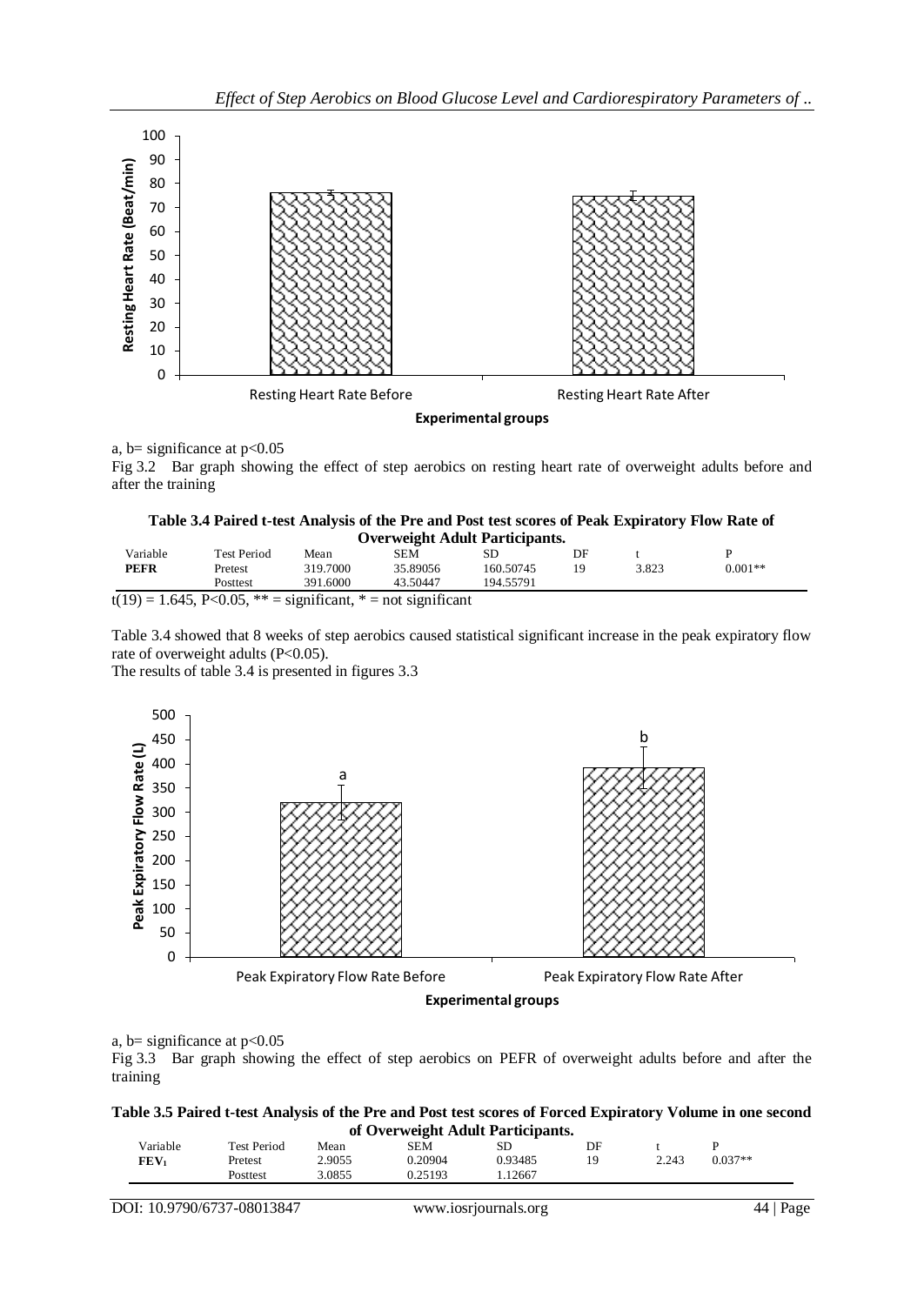a, b= significance at $p<0.05$

Fig 3.2 Bar graph showing the effect of step aerobics on resting heart rate of overweight adults before and after the training

**Table 3.4 Paired t-test Analysis of the Pre and Post test scores of Peak Expiratory Flow Rate of Overweight Adult Participants.**

| Variable | Test Period | Mean | SEM | SD | DF | t | P |
|---|---|---|---|---|---|---|---|
| **PEFR** | Pretest | 319.7000 | 35.89056 | 160.50745 | 19 | 3.823 | 0.001** |
| | Posttest | 391.6000 | 43.50447 | 194.55791 | | | |

$t(19) = 1.645$, $P<0.05$, ** = significant, * = not significant

Table 3.4 showed that 8 weeks of step aerobics caused statistical significant increase in the peak expiratory flow rate of overweight adults ($P<0.05$).

The results of table 3.4 is presented in figures 3.3

a, b= significance at $p<0.05$

Fig 3.3 Bar graph showing the effect of step aerobics on PEFR of overweight adults before and after the training

**Table 3.5 Paired t-test Analysis of the Pre and Post test scores of Forced Expiratory Volume in one second of Overweight Adult Participants.**

| Variable | Test Period | Mean | SEM | SD | DF | t | P |
|---|---|---|---|---|---|---|---|
| **$FEV_1$** | Pretest | 2.9055 | 0.20904 | 0.93485 | 19 | 2.243 | 0.037** |
| | Posttest | 3.0855 | 0.25193 | 1.12667 | | | |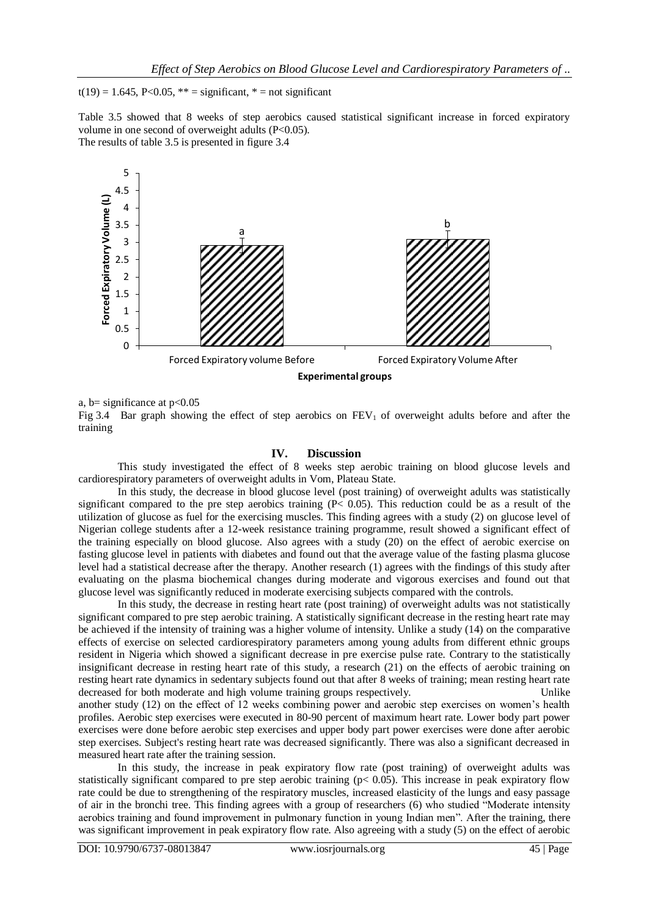$t(19) = 1.645$, $P<0.05$, ** = significant, * = not significant

Table 3.5 showed that 8 weeks of step aerobics caused statistical significant increase in forced expiratory volume in one second of overweight adults ($P<0.05$).
The results of table 3.5 is presented in figure 3.4

a, b= significance at $p<0.05$

Fig 3.4 Bar graph showing the effect of step aerobics on $FEV_1$ of overweight adults before and after the training

## IV. Discussion

This study investigated the effect of 8 weeks step aerobic training on blood glucose levels and cardiorespiratory parameters of overweight adults in Vom, Plateau State.

In this study, the decrease in blood glucose level (post training) of overweight adults was statistically significant compared to the pre step aerobics training ($P< 0.05$). This reduction could be as a result of the utilization of glucose as fuel for the exercising muscles. This finding agrees with a study (2) on glucose level of Nigerian college students after a 12-week resistance training programme, result showed a significant effect of the training especially on blood glucose. Also agrees with a study (20) on the effect of aerobic exercise on fasting glucose level in patients with diabetes and found out that the average value of the fasting plasma glucose level had a statistical decrease after the therapy. Another research (1) agrees with the findings of this study after evaluating on the plasma biochemical changes during moderate and vigorous exercises and found out that glucose level was significantly reduced in moderate exercising subjects compared with the controls.

In this study, the decrease in resting heart rate (post training) of overweight adults was not statistically significant compared to pre step aerobic training. A statistically significant decrease in the resting heart rate may be achieved if the intensity of training was a higher volume of intensity. Unlike a study (14) on the comparative effects of exercise on selected cardiorespiratory parameters among young adults from different ethnic groups resident in Nigeria which showed a significant decrease in pre exercise pulse rate. Contrary to the statistically insignificant decrease in resting heart rate of this study, a research (21) on the effects of aerobic training on resting heart rate dynamics in sedentary subjects found out that after 8 weeks of training; mean resting heart rate decreased for both moderate and high volume training groups respectively. Unlike another study (12) on the effect of 12 weeks combining power and aerobic step exercises on women's health profiles. Aerobic step exercises were executed in 80-90 percent of maximum heart rate. Lower body part power exercises were done before aerobic step exercises and upper body part power exercises were done after aerobic step exercises. Subject's resting heart rate was decreased significantly. There was also a significant decreased in measured heart rate after the training session.

In this study, the increase in peak expiratory flow rate (post training) of overweight adults was statistically significant compared to pre step aerobic training ($p< 0.05$). This increase in peak expiratory flow rate could be due to strengthening of the respiratory muscles, increased elasticity of the lungs and easy passage of air in the bronchi tree. This finding agrees with a group of researchers (6) who studied "Moderate intensity aerobics training and found improvement in pulmonary function in young Indian men". After the training, there was significant improvement in peak expiratory flow rate. Also agreeing with a study (5) on the effect of aerobic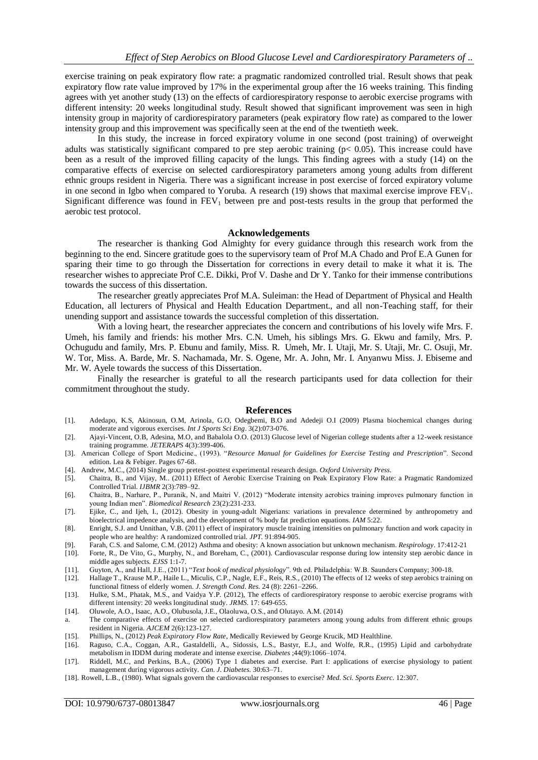exercise training on peak expiratory flow rate: a pragmatic randomized controlled trial. Result shows that peak expiratory flow rate value improved by 17% in the experimental group after the 16 weeks training. This finding agrees with yet another study (13) on the effects of cardiorespiratory response to aerobic exercise programs with different intensity: 20 weeks longitudinal study. Result showed that significant improvement was seen in high intensity group in majority of cardiorespiratory parameters (peak expiratory flow rate) as compared to the lower intensity group and this improvement was specifically seen at the end of the twentieth week.

In this study, the increase in forced expiratory volume in one second (post training) of overweight adults was statistically significant compared to pre step aerobic training ($p < 0.05$). This increase could have been as a result of the improved filling capacity of the lungs. This finding agrees with a study (14) on the comparative effects of exercise on selected cardiorespiratory parameters among young adults from different ethnic groups resident in Nigeria. There was a significant increase in post exercise of forced expiratory volume in one second in Igbo when compared to Yoruba. A research (19) shows that maximal exercise improve $FEV_1$. Significant difference was found in $FEV_1$ between pre and post-tests results in the group that performed the aerobic test protocol.

## Acknowledgements

The researcher is thanking God Almighty for every guidance through this research work from the beginning to the end. Sincere gratitude goes to the supervisory team of Prof M.A Chado and Prof E.A Gunen for sparing their time to go through the Dissertation for corrections in every detail to make it what it is. The researcher wishes to appreciate Prof C.E. Dikki, Prof V. Dashe and Dr Y. Tanko for their immense contributions towards the success of this dissertation.

The researcher greatly appreciates Prof M.A. Suleiman: the Head of Department of Physical and Health Education, all lecturers of Physical and Health Education Department., and all non-Teaching staff, for their unending support and assistance towards the successful completion of this dissertation.

With a loving heart, the researcher appreciates the concern and contributions of his lovely wife Mrs. F. Umeh, his family and friends: his mother Mrs. C.N. Umeh, his siblings Mrs. G. Ekwu and family, Mrs. P. Ochugudu and family, Mrs. P. Ebunu and family, Miss. R. Umeh, Mr. I. Utaji, Mr. S. Utaji, Mr. C. Osuji, Mr. W. Tor, Miss. A. Barde, Mr. S. Nachamada, Mr. S. Ogene, Mr. A. John, Mr. I. Anyanwu Miss. J. Ebiseme and Mr. W. Ayele towards the success of this Dissertation.

Finally the researcher is grateful to all the research participants used for data collection for their commitment throughout the study.

## References

[1]. Adedapo, K.S, Akinosun, O.M, Arinola, G.O, Odegbemi, B.O and Adedeji O.I (2009) Plasma biochemical changes during moderate and vigorous exercises. *Int J Sports Sci Eng*. 3(2):073-076.

[2]. Ajayi-Vincent, O.B, Adesina, M.O, and Babalola O.O. (2013) Glucose level of Nigerian college students after a 12-week resistance training programme. *JETERAPS* 4(3):399-406.

[3]. American College of Sport Medicine., (1993). "*Resource Manual for Guidelines for Exercise Testing and Prescription*". Second edition. Lea & Febiger. Pages 67-68.

[4]. Andrew, M.C., (2014) Single group pretest-posttest experimental research design. *Oxford University Press*.

[5]. Chaitra, B., and Vijay, M.. (2011) Effect of Aerobic Exercise Training on Peak Expiratory Flow Rate: a Pragmatic Randomized Controlled Trial. *IJBMR* 2(3):789–92.

[6]. Chaitra, B., Narhare, P., Puranik, N, and Maitri V. (2012) "Moderate intensity aerobics training improves pulmonary function in young Indian men". *Biomedical Research* 23(2):231-233.

[7]. Ejike, C., and Ijeh, I., (2012). Obesity in young-adult Nigerians: variations in prevalence determined by anthropometry and bioelectrical impedence analysis, and the development of % body fat prediction equations. *IAM* 5:22.

[8]. Enright, S.J. and Unnithan, V.B. (2011) effect of inspiratory muscle training intensities on pulmonary function and work capacity in people who are healthy: A randomized controlled trial. *JPT*. 91:894-905.

[9]. Farah, C.S. and Salome, C.M. (2012) Asthma and obesity: A known association but unknown mechanism. *Respirology*. 17:412-21

[10]. Forte, R., De Vito, G., Murphy, N., and Boreham, C., (2001). Cardiovascular response during low intensity step aerobic dance in middle ages subjects. *EJSS* 1:1-7.

[11]. Guyton, A., and Hall, J.E., (2011) "*Text book of medical physiology*". 9th ed. Philadelphia: W.B. Saunders Company; 300-18.

[12]. Hallage T., Krause M.P., Haile L., Miculis, C.P., Nagle, E.F., Reis, R.S., (2010) The effects of 12 weeks of step aerobics training on functional fitness of elderly women. *J. Strength Cond. Res.* 24 (8): 2261–2266.

[13]. Hulke, S.M., Phatak, M.S., and Vaidya Y.P. (2012), The effects of cardiorespiratory response to aerobic exercise programs with different intensity: 20 weeks longitudinal study. *JRMS*. 17: 649-655.

[14]. Oluwole, A.O., Isaac, A.O., Olubusola, J.E., Olaoluwa, O.S., and Olutayo. A.M. (2014)

a. The comparative effects of exercise on selected cardiorespiratory parameters among young adults from different ethnic groups resident in Nigeria. *AJCEM* 2(6):123-127.

[15]. Phillips, N., (2012) *Peak Expiratory Flow Rate*, Medically Reviewed by George Krucik, MD Healthline.

[16]. Raguso, C.A., Coggan, A.R., Gastaldelli, A., Sidossis, L.S., Bastyr, E.J., and Wolfe, R.R., (1995) Lipid and carbohydrate metabolism in IDDM during moderate and intense exercise. *Diabetes* ;44(9):1066–1074.

[17]. Riddell, M.C, and Perkins, B.A., (2006) Type 1 diabetes and exercise. Part I: applications of exercise physiology to patient management during vigorous activity. *Can. J. Diabetes.* 30:63–71.

[18]. Rowell, L.B., (1980). What signals govern the cardiovascular responses to exercise? *Med. Sci. Sports Exerc.* 12:307.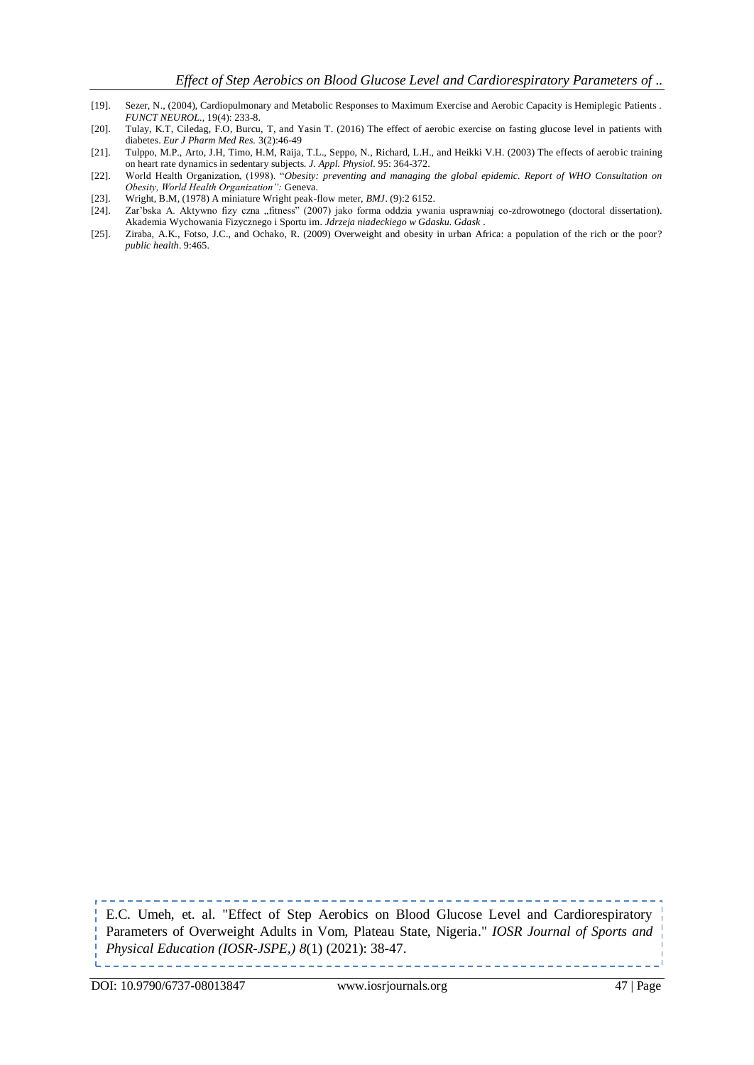[19]. Sezer, N., (2004), Cardiopulmonary and Metabolic Responses to Maximum Exercise and Aerobic Capacity is Hemiplegic Patients . *FUNCT NEUROL*., 19(4): 233-8.

[20]. Tulay, K.T, Ciledag, F.O, Burcu, T, and Yasin T. (2016) The effect of aerobic exercise on fasting glucose level in patients with diabetes. *Eur J Pharm Med Res.* 3(2):46-49

[21]. Tulppo, M.P., Arto, J.H, Timo, H.M, Raija, T.L., Seppo, N., Richard, L.H., and Heikki V.H. (2003) The effects of aerobic training on heart rate dynamics in sedentary subjects. *J. Appl. Physiol*. 95: 364-372.

[22]. World Health Organization, (1998). "*Obesity: preventing and managing the global epidemic. Report of WHO Consultation on Obesity, World Health Organization":* Geneva.

[23]. Wright, B.M, (1978) A miniature Wright peak-flow meter, *BMJ*. (9):2 6152.

[24]. Zar'bska A. Aktywno fizy czna „fitness" (2007) jako forma oddzia ywania usprawniaj co-zdrowotnego (doctoral dissertation). Akademia Wychowania Fizycznego i Sportu im. *Jdrzeja niadeckiego w Gdasku. Gdask* .

[25]. Ziraba, A.K., Fotso, J.C., and Ochako, R. (2009) Overweight and obesity in urban Africa: a population of the rich or the poor? *public health*. 9:465.

E.C. Umeh, et. al. "Effect of Step Aerobics on Blood Glucose Level and Cardiorespiratory Parameters of Overweight Adults in Vom, Plateau State, Nigeria." *IOSR Journal of Sports and Physical Education (IOSR-JSPE,) 8*(1) (2021): 38-47.